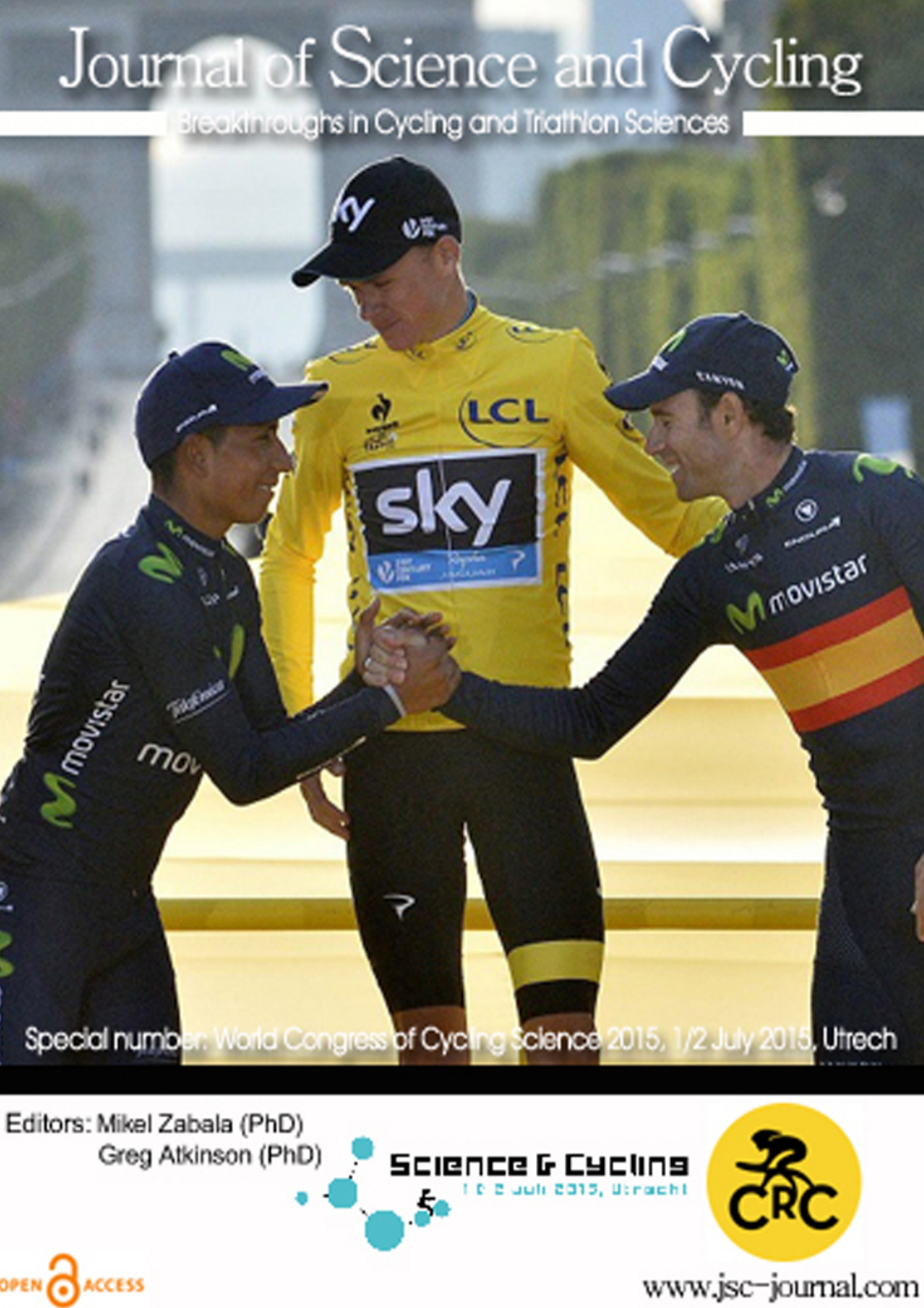# Journal of Science and Cycling

Breakthroughs in Cycling and Triathlon Sciences

Special number: World Congress of Cycling Science 2015, 1/2 July 2015, Utrech

Editors: Mikel Zabala (PhD)
Greg Atkinson (PhD)

Science & Cycling
1 & 2 juli 2015, Utrecht

CRC

OPEN ACCESS

www.jsc-journal.com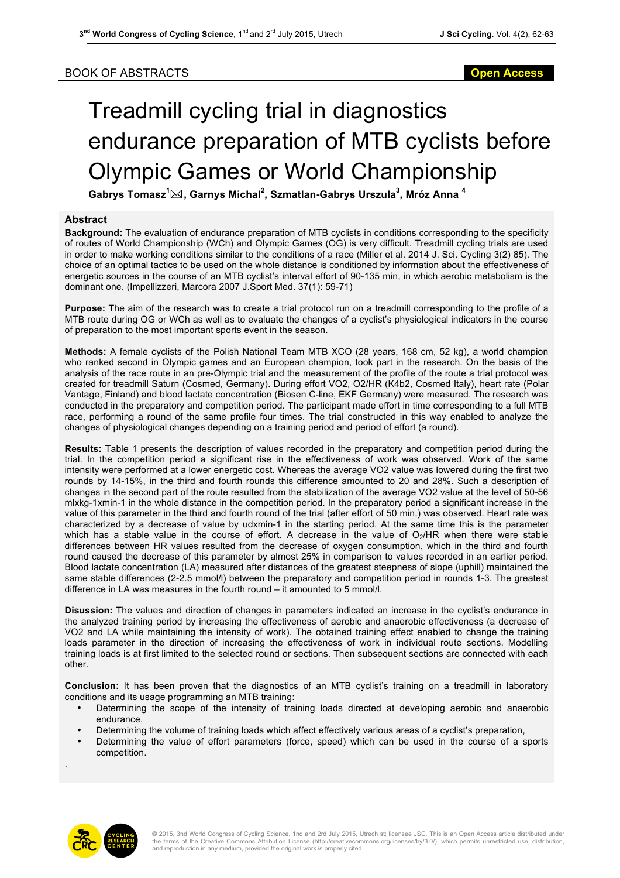BOOK OF ABSTRACTS

# Treadmill cycling trial in diagnostics endurance preparation of MTB cyclists before Olympic Games or World Championship

**Gabrys Tomasz[1]✉, Garnys Michal[2], Szmatlan-Gabrys Urszula[3], Mróz Anna [4]**

## Abstract

**Background:** The evaluation of endurance preparation of MTB cyclists in conditions corresponding to the specificity of routes of World Championship (WCh) and Olympic Games (OG) is very difficult. Treadmill cycling trials are used in order to make working conditions similar to the conditions of a race (Miller et al. 2014 J. Sci. Cycling 3(2) 85). The choice of an optimal tactics to be used on the whole distance is conditioned by information about the effectiveness of energetic sources in the course of an MTB cyclist's interval effort of 90-135 min, in which aerobic metabolism is the dominant one. (Impellizzeri, Marcora 2007 J.Sport Med. 37(1): 59-71)

**Purpose:** The aim of the research was to create a trial protocol run on a treadmill corresponding to the profile of a MTB route during OG or WCh as well as to evaluate the changes of a cyclist's physiological indicators in the course of preparation to the most important sports event in the season.

**Methods:** A female cyclists of the Polish National Team MTB XCO (28 years, 168 cm, 52 kg), a world champion who ranked second in Olympic games and an European champion, took part in the research. On the basis of the analysis of the race route in an pre-Olympic trial and the measurement of the profile of the route a trial protocol was created for treadmill Saturn (Cosmed, Germany). During effort VO2, O2/HR (K4b2, Cosmed Italy), heart rate (Polar Vantage, Finland) and blood lactate concentration (Biosen C-line, EKF Germany) were measured. The research was conducted in the preparatory and competition period. The participant made effort in time corresponding to a full MTB race, performing a round of the same profile four times. The trial constructed in this way enabled to analyze the changes of physiological changes depending on a training period and period of effort (a round).

**Results:** Table 1 presents the description of values recorded in the preparatory and competition period during the trial. In the competition period a significant rise in the effectiveness of work was observed. Work of the same intensity were performed at a lower energetic cost. Whereas the average VO2 value was lowered during the first two rounds by 14-15%, in the third and fourth rounds this difference amounted to 20 and 28%. Such a description of changes in the second part of the route resulted from the stabilization of the average VO2 value at the level of 50-56 mlxkg-1xmin-1 in the whole distance in the competition period. In the preparatory period a significant increase in the value of this parameter in the third and fourth round of the trial (after effort of 50 min.) was observed. Heart rate was characterized by a decrease of value by udxmin-1 in the starting period. At the same time this is the parameter which has a stable value in the course of effort. A decrease in the value of $O_2$/HR when there were stable differences between HR values resulted from the decrease of oxygen consumption, which in the third and fourth round caused the decrease of this parameter by almost 25% in comparison to values recorded in an earlier period. Blood lactate concentration (LA) measured after distances of the greatest steepness of slope (uphill) maintained the same stable differences (2-2.5 mmol/l) between the preparatory and competition period in rounds 1-3. The greatest difference in LA was measures in the fourth round – it amounted to 5 mmol/l.

**Disussion:** The values and direction of changes in parameters indicated an increase in the cyclist's endurance in the analyzed training period by increasing the effectiveness of aerobic and anaerobic effectiveness (a decrease of VO2 and LA while maintaining the intensity of work). The obtained training effect enabled to change the training loads parameter in the direction of increasing the effectiveness of work in individual route sections. Modelling training loads is at first limited to the selected round or sections. Then subsequent sections are connected with each other.

**Conclusion:** It has been proven that the diagnostics of an MTB cyclist's training on a treadmill in laboratory conditions and its usage programming an MTB training:

- Determining the scope of the intensity of training loads directed at developing aerobic and anaerobic endurance,
- Determining the volume of training loads which affect effectively various areas of a cyclist's preparation,
- Determining the value of effort parameters (force, speed) which can be used in the course of a sports competition.

© 2015, 3nd World Congress of Cycling Science, 1nd and 2nd July 2015, Utrech st; licensee JSC. This is an Open Access article distributed under the terms of the Creative Commons Attribution License (http://creativecommons.org/licenses/by/3.0/), which permits unrestricted use, distribution, and reproduction in any medium, provided the original work is properly cited.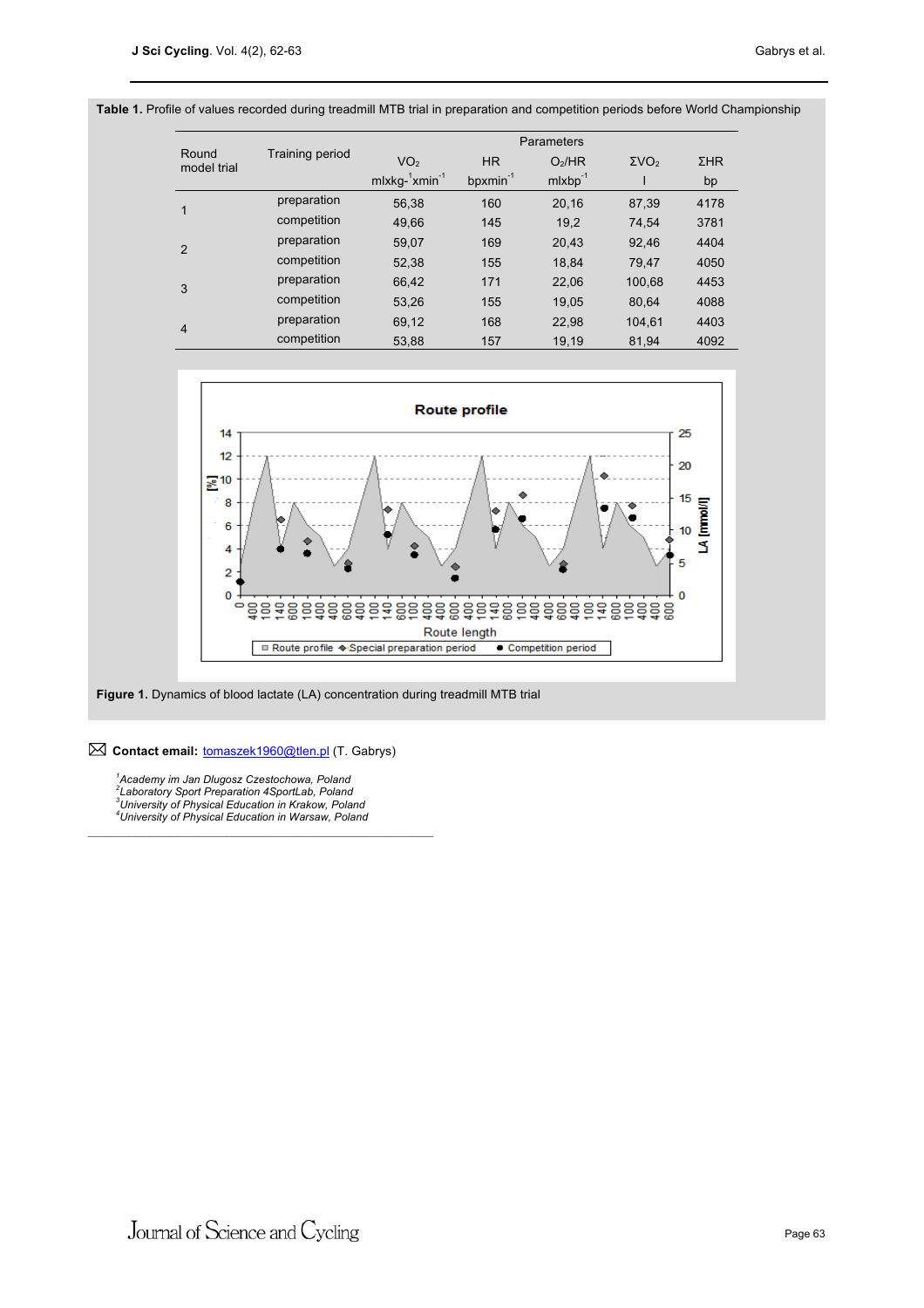**Table 1.** Profile of values recorded during treadmill MTB trial in preparation and competition periods before World Championship

| Round model trial | Training period | Parameters | | | | |
|---|---|---|---|---|---|---|
| | | $VO_2$ | HR | $O_2$/HR | $\Sigma VO_2$ | ΣHR |
| | | $mlxkg^{-1}xmin^{-1}$ | $bpxmin^{-1}$ | $mlxbp^{-1}$ | l | bp |
| 1 | preparation | 56,38 | 160 | 20,16 | 87,39 | 4178 |
| | competition | 49,66 | 145 | 19,2 | 74,54 | 3781 |
| 2 | preparation | 59,07 | 169 | 20,43 | 92,46 | 4404 |
| | competition | 52,38 | 155 | 18,84 | 79,47 | 4050 |
| 3 | preparation | 66,42 | 171 | 22,06 | 100,68 | 4453 |
| | competition | 53,26 | 155 | 19,05 | 80,64 | 4088 |
| 4 | preparation | 69,12 | 168 | 22,98 | 104,61 | 4403 |
| | competition | 53,88 | 157 | 19,19 | 81,94 | 4092 |

Route profile

[%]

0
2
4
6
8
10
12
14

LA [mmol/l]

0
5
10
15
20
25

0 400 100 140 600 100 400 600 400 100 140 600 100 400 600 400 100 140 600 100 400 600 400 100 140 600 100 400 600

Route length

Route profile  Special preparation period  Competition period

**Figure 1.** Dynamics of blood lactate (LA) concentration during treadmill MTB trial

✉ **Contact email:** tomaszek1960@tlen.pl (T. Gabrys)

[1]*Academy im Jan Dlugosz Czestochowa, Poland*
[2]*Laboratory Sport Preparation 4SportLab, Poland*
[3]*University of Physical Education in Krakow, Poland*
[4]*University of Physical Education in Warsaw, Poland*